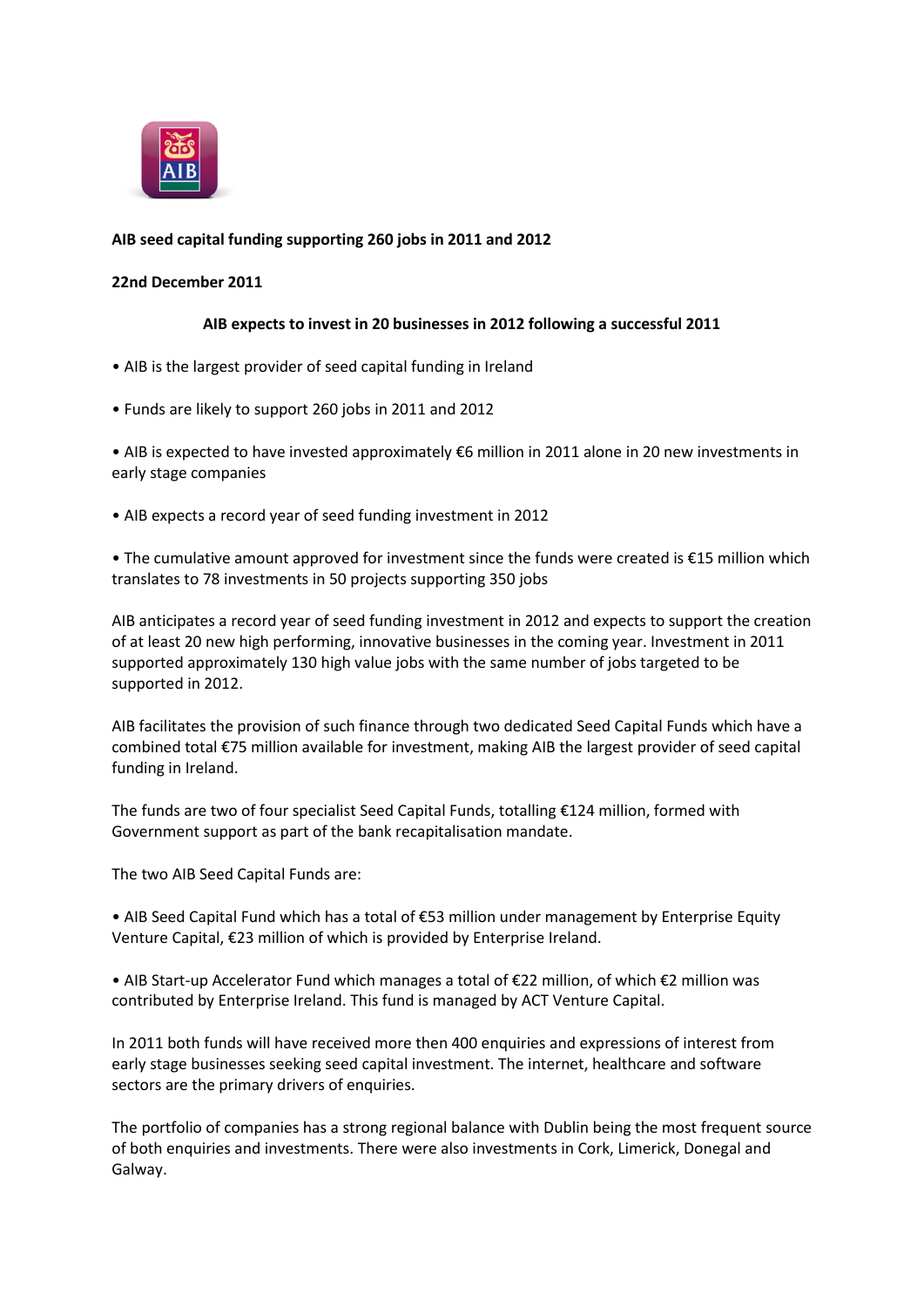**AIB seed capital funding supporting 260 jobs in 2011 and 2012**

**22nd December 2011**

**AIB expects to invest in 20 businesses in 2012 following a successful 2011**

- AIB is the largest provider of seed capital funding in Ireland
- Funds are likely to support 260 jobs in 2011 and 2012
- AIB is expected to have invested approximately €6 million in 2011 alone in 20 new investments in early stage companies
- AIB expects a record year of seed funding investment in 2012
- The cumulative amount approved for investment since the funds were created is €15 million which translates to 78 investments in 50 projects supporting 350 jobs

AIB anticipates a record year of seed funding investment in 2012 and expects to support the creation of at least 20 new high performing, innovative businesses in the coming year. Investment in 2011 supported approximately 130 high value jobs with the same number of jobs targeted to be supported in 2012.

AIB facilitates the provision of such finance through two dedicated Seed Capital Funds which have a combined total €75 million available for investment, making AIB the largest provider of seed capital funding in Ireland.

The funds are two of four specialist Seed Capital Funds, totalling €124 million, formed with Government support as part of the bank recapitalisation mandate.

The two AIB Seed Capital Funds are:

- AIB Seed Capital Fund which has a total of €53 million under management by Enterprise Equity Venture Capital, €23 million of which is provided by Enterprise Ireland.
- AIB Start-up Accelerator Fund which manages a total of €22 million, of which €2 million was contributed by Enterprise Ireland. This fund is managed by ACT Venture Capital.

In 2011 both funds will have received more then 400 enquiries and expressions of interest from early stage businesses seeking seed capital investment. The internet, healthcare and software sectors are the primary drivers of enquiries.

The portfolio of companies has a strong regional balance with Dublin being the most frequent source of both enquiries and investments. There were also investments in Cork, Limerick, Donegal and Galway.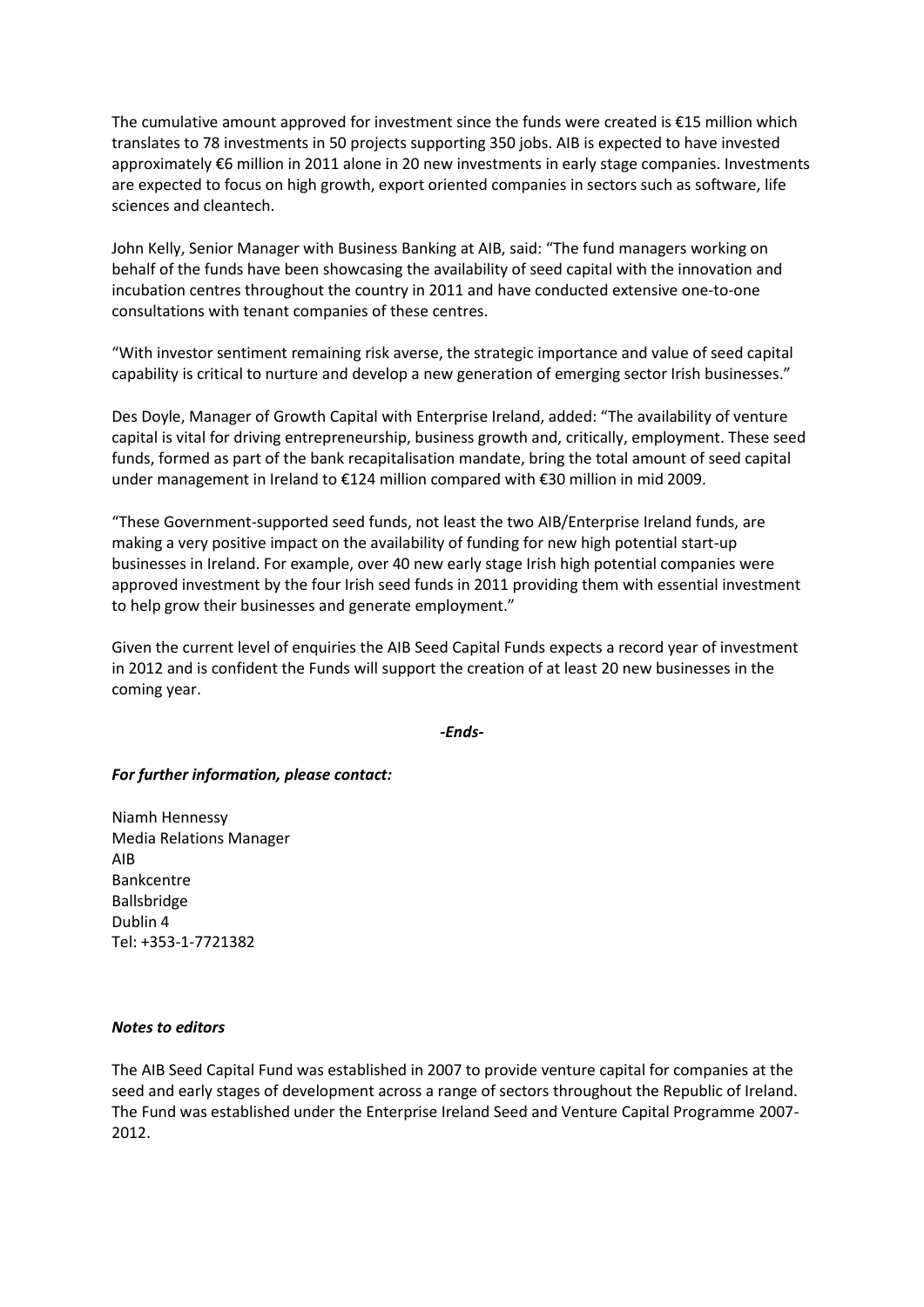The cumulative amount approved for investment since the funds were created is €15 million which translates to 78 investments in 50 projects supporting 350 jobs. AIB is expected to have invested approximately €6 million in 2011 alone in 20 new investments in early stage companies. Investments are expected to focus on high growth, export oriented companies in sectors such as software, life sciences and cleantech.

John Kelly, Senior Manager with Business Banking at AIB, said: "The fund managers working on behalf of the funds have been showcasing the availability of seed capital with the innovation and incubation centres throughout the country in 2011 and have conducted extensive one-to-one consultations with tenant companies of these centres.

"With investor sentiment remaining risk averse, the strategic importance and value of seed capital capability is critical to nurture and develop a new generation of emerging sector Irish businesses."

Des Doyle, Manager of Growth Capital with Enterprise Ireland, added: "The availability of venture capital is vital for driving entrepreneurship, business growth and, critically, employment. These seed funds, formed as part of the bank recapitalisation mandate, bring the total amount of seed capital under management in Ireland to €124 million compared with €30 million in mid 2009.

"These Government-supported seed funds, not least the two AIB/Enterprise Ireland funds, are making a very positive impact on the availability of funding for new high potential start-up businesses in Ireland. For example, over 40 new early stage Irish high potential companies were approved investment by the four Irish seed funds in 2011 providing them with essential investment to help grow their businesses and generate employment."

Given the current level of enquiries the AIB Seed Capital Funds expects a record year of investment in 2012 and is confident the Funds will support the creation of at least 20 new businesses in the coming year.

***-Ends-***

***For further information, please contact:***

Niamh Hennessy
Media Relations Manager
AIB
Bankcentre
Ballsbridge
Dublin 4
Tel: +353-1-7721382

***Notes to editors***

The AIB Seed Capital Fund was established in 2007 to provide venture capital for companies at the seed and early stages of development across a range of sectors throughout the Republic of Ireland. The Fund was established under the Enterprise Ireland Seed and Venture Capital Programme 2007-2012.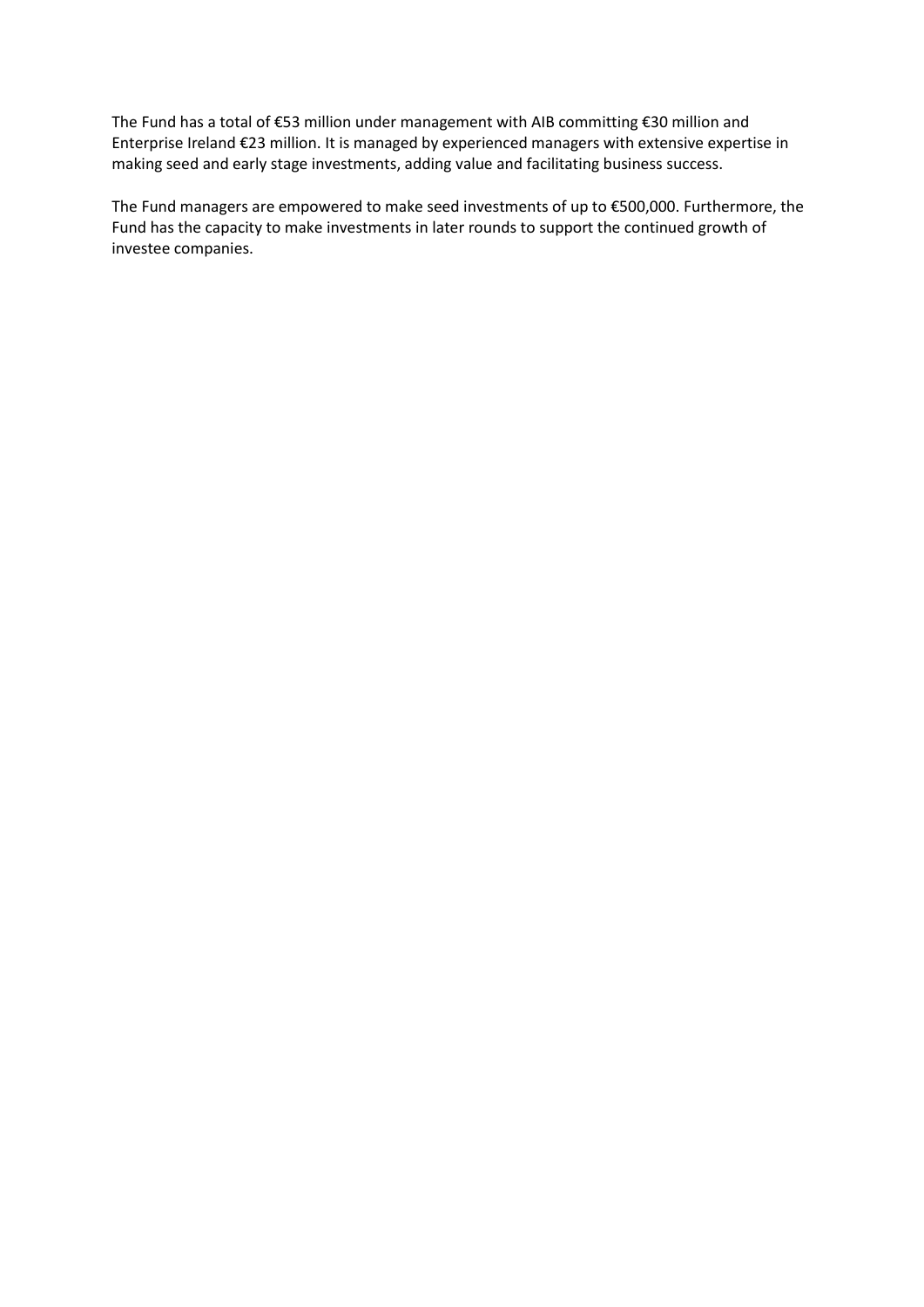The Fund has a total of €53 million under management with AIB committing €30 million and Enterprise Ireland €23 million. It is managed by experienced managers with extensive expertise in making seed and early stage investments, adding value and facilitating business success.

The Fund managers are empowered to make seed investments of up to €500,000. Furthermore, the Fund has the capacity to make investments in later rounds to support the continued growth of investee companies.